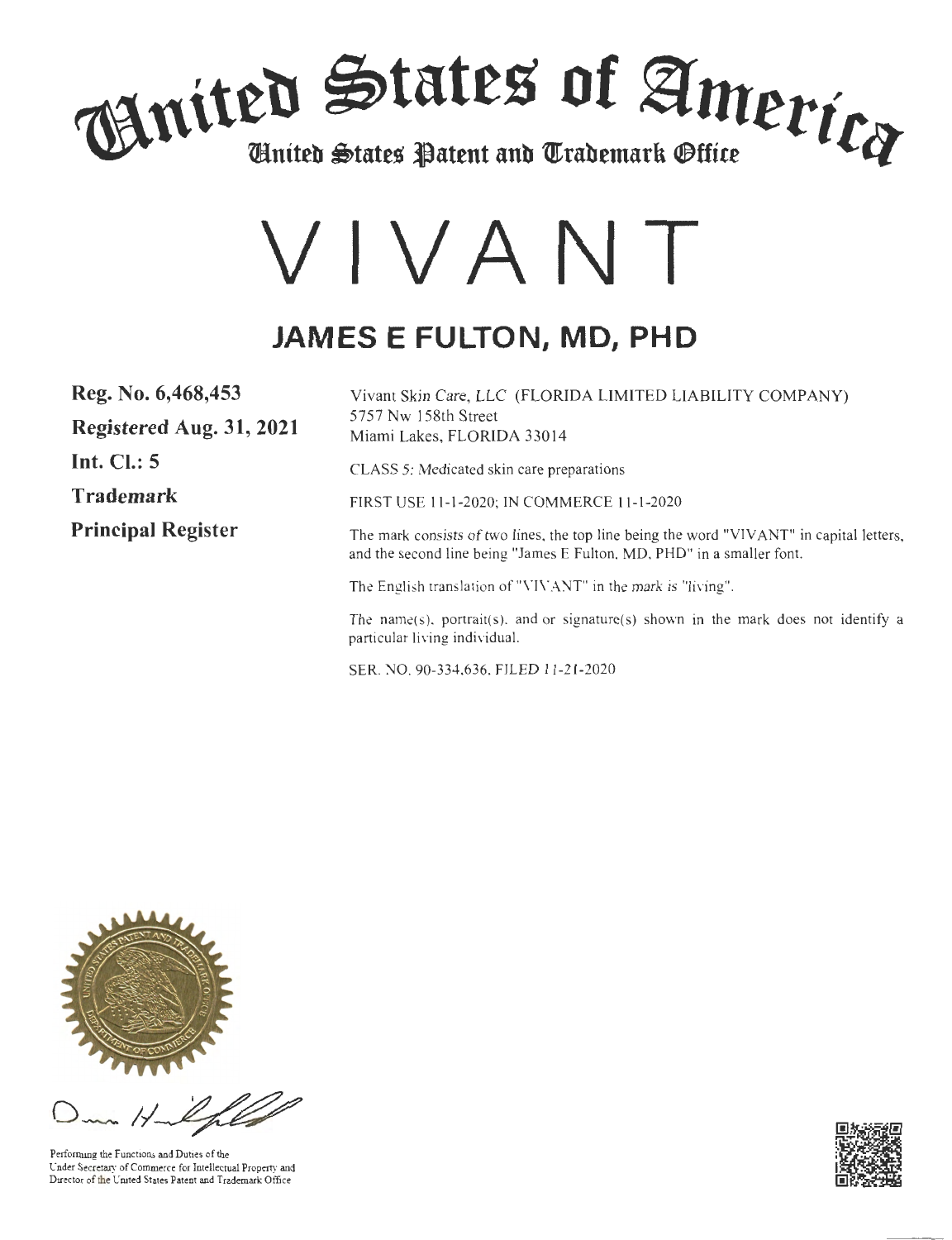# United States of America

## United States Patent and Trademark Office

# VIVANT

## JAMES E FULTON, MD, PHD

**Reg. No. 6,468,453**

**Registered Aug. 31, 2021**

**Int. Cl.: 5**

**Trademark**

**Principal Register**

Vivant Skin Care, LLC (FLORIDA LIMITED LIABILITY COMPANY)
5757 Nw 158th Street
Miami Lakes, FLORIDA 33014

CLASS 5: Medicated skin care preparations

FIRST USE 11-1-2020; IN COMMERCE 11-1-2020

The mark consists of two lines, the top line being the word "VIVANT" in capital letters, and the second line being "James E Fulton, MD, PHD" in a smaller font.

The English translation of "VIVANT" in the mark is "living".

The name(s), portrait(s), and or signature(s) shown in the mark does not identify a particular living individual.

SER. NO. 90-334,636, FILED 11-21-2020

Performing the Functions and Duties of the
Under Secretary of Commerce for Intellectual Property and
Director of the United States Patent and Trademark Office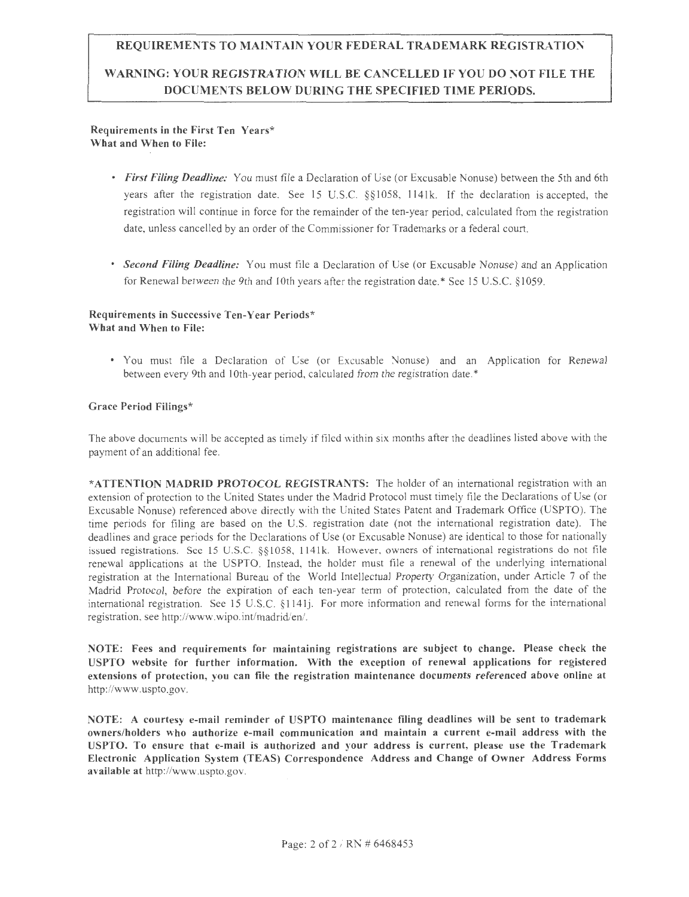## REQUIREMENTS TO MAINTAIN YOUR FEDERAL TRADEMARK REGISTRATION

## WARNING: YOUR REGISTRATION WILL BE CANCELLED IF YOU DO NOT FILE THE DOCUMENTS BELOW DURING THE SPECIFIED TIME PERIODS.

**Requirements in the First Ten Years\***
**What and When to File:**

- ***First Filing Deadline:*** You must file a Declaration of Use (or Excusable Nonuse) between the 5th and 6th years after the registration date. See 15 U.S.C. §§1058, 1141k. If the declaration is accepted, the registration will continue in force for the remainder of the ten-year period, calculated from the registration date, unless cancelled by an order of the Commissioner for Trademarks or a federal court.

- ***Second Filing Deadline:*** You must file a Declaration of Use (or Excusable Nonuse) and an Application for Renewal between the 9th and 10th years after the registration date.\* See 15 U.S.C. §1059.

**Requirements in Successive Ten-Year Periods\***
**What and When to File:**

- You must file a Declaration of Use (or Excusable Nonuse) and an Application for Renewal between every 9th and 10th-year period, calculated from the registration date.\*

**Grace Period Filings\***

The above documents will be accepted as timely if filed within six months after the deadlines listed above with the payment of an additional fee.

**\*ATTENTION MADRID PROTOCOL REGISTRANTS:** The holder of an international registration with an extension of protection to the United States under the Madrid Protocol must timely file the Declarations of Use (or Excusable Nonuse) referenced above directly with the United States Patent and Trademark Office (USPTO). The time periods for filing are based on the U.S. registration date (not the international registration date). The deadlines and grace periods for the Declarations of Use (or Excusable Nonuse) are identical to those for nationally issued registrations. See 15 U.S.C. §§1058, 1141k. However, owners of international registrations do not file renewal applications at the USPTO. Instead, the holder must file a renewal of the underlying international registration at the International Bureau of the World Intellectual Property Organization, under Article 7 of the Madrid Protocol, before the expiration of each ten-year term of protection, calculated from the date of the international registration. See 15 U.S.C. §1141j. For more information and renewal forms for the international registration, see http://www.wipo.int/madrid/en/.

**NOTE: Fees and requirements for maintaining registrations are subject to change. Please check the USPTO website for further information. With the exception of renewal applications for registered extensions of protection, you can file the registration maintenance documents referenced above online at** http://www.uspto.gov.

**NOTE: A courtesy e-mail reminder of USPTO maintenance filing deadlines will be sent to trademark owners/holders who authorize e-mail communication and maintain a current e-mail address with the USPTO. To ensure that e-mail is authorized and your address is current, please use the Trademark Electronic Application System (TEAS) Correspondence Address and Change of Owner Address Forms available at** http://www.uspto.gov.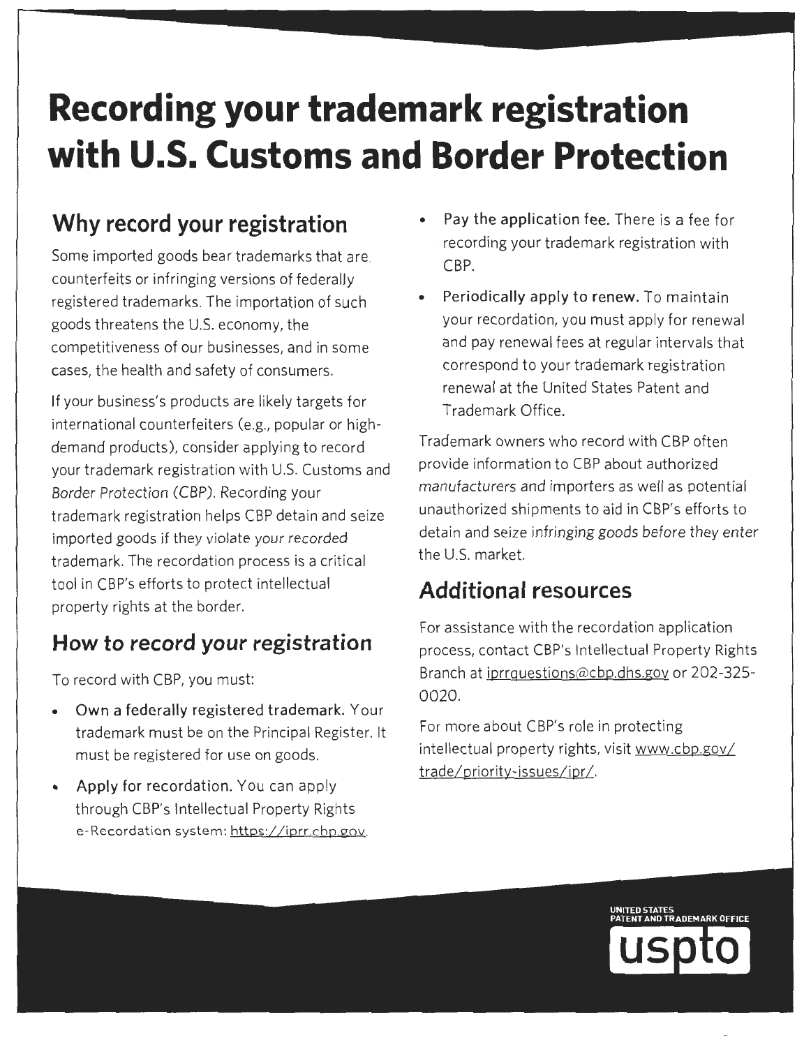# Recording your trademark registration with U.S. Customs and Border Protection

## Why record your registration

Some imported goods bear trademarks that are counterfeits or infringing versions of federally registered trademarks. The importation of such goods threatens the U.S. economy, the competitiveness of our businesses, and in some cases, the health and safety of consumers.

If your business's products are likely targets for international counterfeiters (e.g., popular or high-demand products), consider applying to record your trademark registration with U.S. Customs and Border Protection (CBP). Recording your trademark registration helps CBP detain and seize imported goods if they violate your recorded trademark. The recordation process is a critical tool in CBP's efforts to protect intellectual property rights at the border.

## How to record your registration

To record with CBP, you must:

- **Own a federally registered trademark.** Your trademark must be on the Principal Register. It must be registered for use on goods.
- **Apply for recordation.** You can apply through CBP's Intellectual Property Rights e-Recordation system: https://iprr.cbp.gov.
- **Pay the application fee.** There is a fee for recording your trademark registration with CBP.
- **Periodically apply to renew.** To maintain your recordation, you must apply for renewal and pay renewal fees at regular intervals that correspond to your trademark registration renewal at the United States Patent and Trademark Office.

Trademark owners who record with CBP often provide information to CBP about authorized manufacturers and importers as well as potential unauthorized shipments to aid in CBP's efforts to detain and seize infringing goods before they enter the U.S. market.

## Additional resources

For assistance with the recordation application process, contact CBP's Intellectual Property Rights Branch at iprrquestions@cbp.dhs.gov or 202-325-0020.

For more about CBP's role in protecting intellectual property rights, visit www.cbp.gov/trade/priority-issues/ipr/.

UNITED STATES PATENT AND TRADEMARK OFFICE

uspto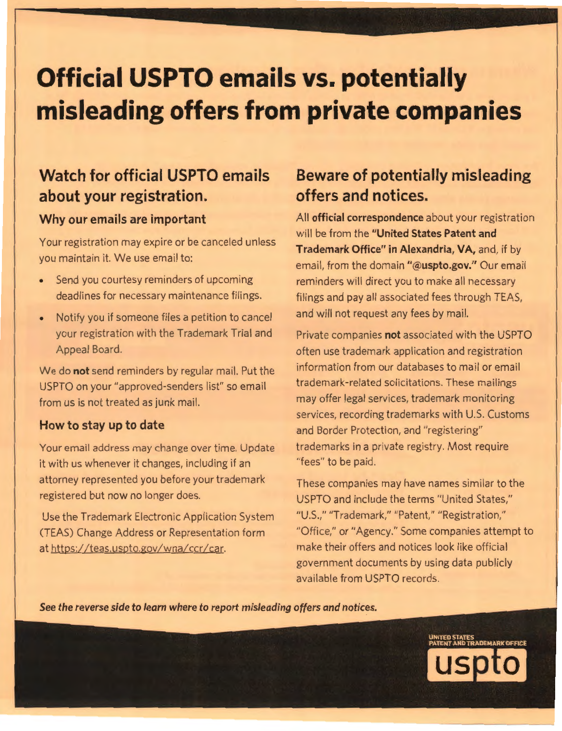# Official USPTO emails vs. potentially misleading offers from private companies

## Watch for official USPTO emails about your registration.

### Why our emails are important

Your registration may expire or be canceled unless you maintain it. We use email to:

- Send you courtesy reminders of upcoming deadlines for necessary maintenance filings.
- Notify you if someone files a petition to cancel your registration with the Trademark Trial and Appeal Board.

We do **not** send reminders by regular mail. Put the USPTO on your "approved-senders list" so email from us is not treated as junk mail.

### How to stay up to date

Your email address may change over time. Update it with us whenever it changes, including if an attorney represented you before your trademark registered but now no longer does.

Use the Trademark Electronic Application System (TEAS) Change Address or Representation form at https://teas.uspto.gov/wna/ccr/car.

## Beware of potentially misleading offers and notices.

All **official correspondence** about your registration will be from the **"United States Patent and Trademark Office" in Alexandria, VA,** and, if by email, from the domain **"@uspto.gov."** Our email reminders will direct you to make all necessary filings and pay all associated fees through TEAS, and will not request any fees by mail.

Private companies **not** associated with the USPTO often use trademark application and registration information from our databases to mail or email trademark-related solicitations. These mailings may offer legal services, trademark monitoring services, recording trademarks with U.S. Customs and Border Protection, and "registering" trademarks in a private registry. Most require "fees" to be paid.

These companies may have names similar to the USPTO and include the terms "United States," "U.S.," "Trademark," "Patent," "Registration," "Office," or "Agency." Some companies attempt to make their offers and notices look like official government documents by using data publicly available from USPTO records.

***See the reverse side to learn where to report misleading offers and notices.***

UNITED STATES PATENT AND TRADEMARK OFFICE uspto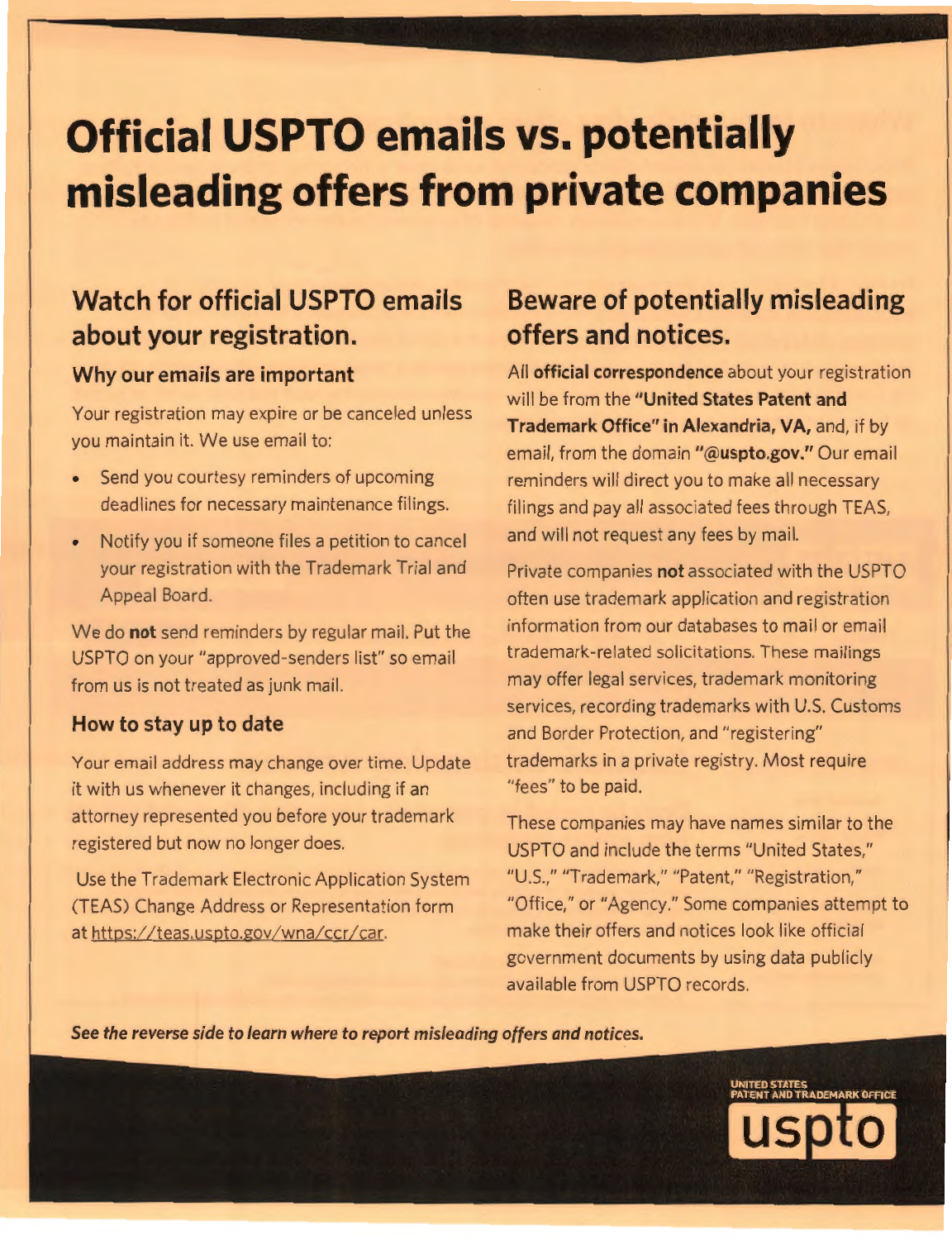# Official USPTO emails vs. potentially misleading offers from private companies

## Watch for official USPTO emails about your registration.

### Why our emails are important

Your registration may expire or be canceled unless you maintain it. We use email to:

- Send you courtesy reminders of upcoming deadlines for necessary maintenance filings.
- Notify you if someone files a petition to cancel your registration with the Trademark Trial and Appeal Board.

We do **not** send reminders by regular mail. Put the USPTO on your "approved-senders list" so email from us is not treated as junk mail.

### How to stay up to date

Your email address may change over time. Update it with us whenever it changes, including if an attorney represented you before your trademark registered but now no longer does.

Use the Trademark Electronic Application System (TEAS) Change Address or Representation form at https://teas.uspto.gov/wna/ccr/car.

## Beware of potentially misleading offers and notices.

All **official correspondence** about your registration will be from the **"United States Patent and Trademark Office" in Alexandria, VA,** and, if by email, from the domain **"@uspto.gov."** Our email reminders will direct you to make all necessary filings and pay all associated fees through TEAS, and will not request any fees by mail.

Private companies **not** associated with the USPTO often use trademark application and registration information from our databases to mail or email trademark-related solicitations. These mailings may offer legal services, trademark monitoring services, recording trademarks with U.S. Customs and Border Protection, and "registering" trademarks in a private registry. Most require "fees" to be paid.

These companies may have names similar to the USPTO and include the terms "United States," "U.S.," "Trademark," "Patent," "Registration," "Office," or "Agency." Some companies attempt to make their offers and notices look like official government documents by using data publicly available from USPTO records.

***See the reverse side to learn where to report misleading offers and notices.***

UNITED STATES PATENT AND TRADEMARK OFFICE

uspto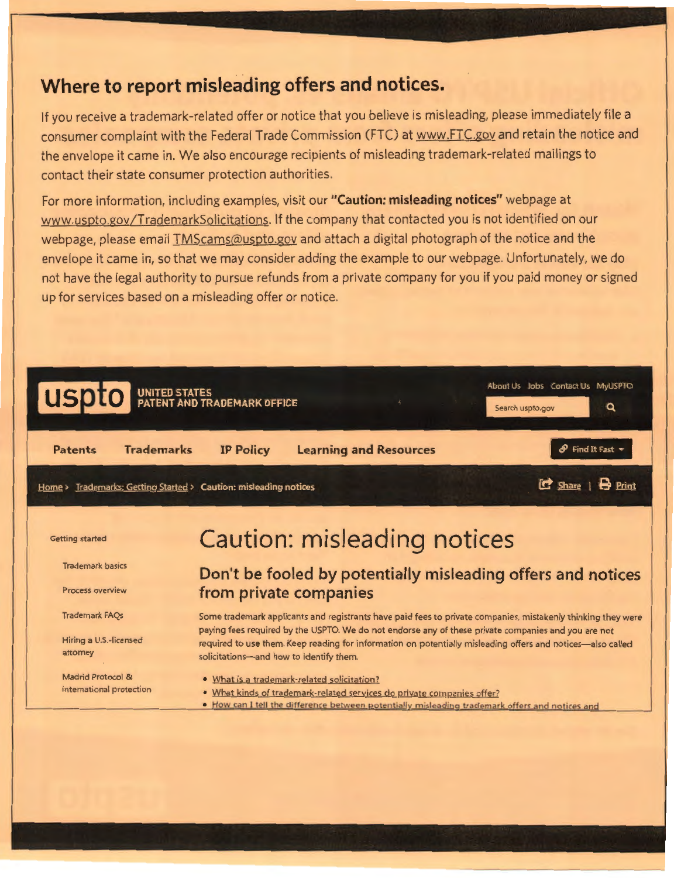## Where to report misleading offers and notices.

If you receive a trademark-related offer or notice that you believe is misleading, please immediately file a consumer complaint with the Federal Trade Commission (FTC) at www.FTC.gov and retain the notice and the envelope it came in. We also encourage recipients of misleading trademark-related mailings to contact their state consumer protection authorities.

For more information, including examples, visit our **"Caution: misleading notices"** webpage at www.uspto.gov/TrademarkSolicitations. If the company that contacted you is not identified on our webpage, please email TMScams@uspto.gov and attach a digital photograph of the notice and the envelope it came in, so that we may consider adding the example to our webpage. Unfortunately, we do not have the legal authority to pursue refunds from a private company for you if you paid money or signed up for services based on a misleading offer or notice.

uspto UNITED STATES PATENT AND TRADEMARK OFFICE

About Us Jobs Contact Us MyUSPTO

Search uspto.gov

Patents Trademarks IP Policy Learning and Resources Find It Fast

Home > Trademarks: Getting Started > Caution: misleading notices

Share | Print

Getting started

- Trademark basics
- Process overview
- Trademark FAQs
- Hiring a U.S.-licensed attorney
- Madrid Protocol & international protection

# Caution: misleading notices

## Don't be fooled by potentially misleading offers and notices from private companies

Some trademark applicants and registrants have paid fees to private companies, mistakenly thinking they were paying fees required by the USPTO. We do not endorse any of these private companies and you are not required to use them. Keep reading for information on potentially misleading offers and notices—also called solicitations—and how to identify them.

- What is a trademark-related solicitation?
- What kinds of trademark-related services do private companies offer?
- How can I tell the difference between potentially misleading trademark offers and notices and